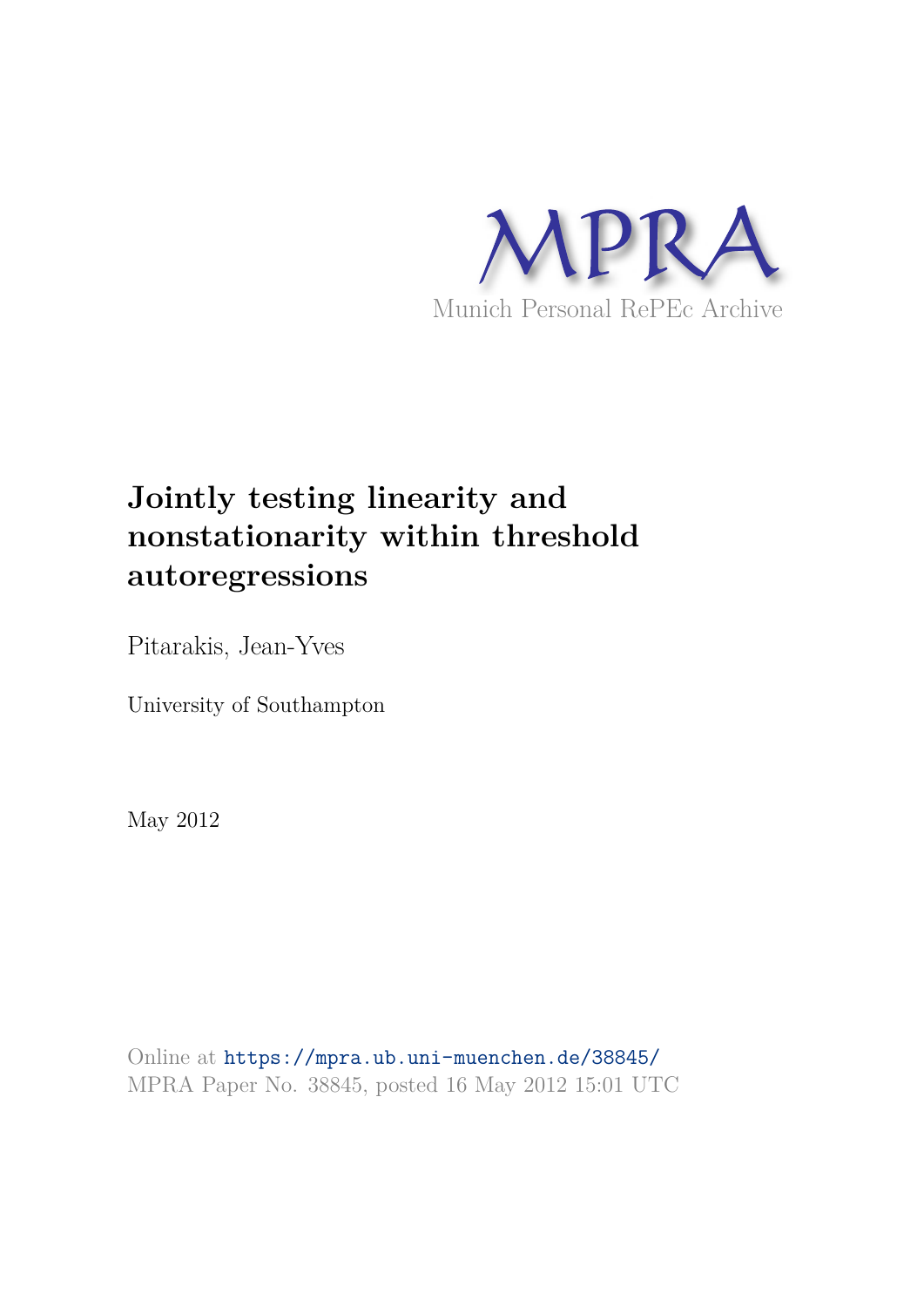MPRA

Munich Personal RePEc Archive

# Jointly testing linearity and nonstationarity within threshold autoregressions

Pitarakis, Jean-Yves

University of Southampton

May 2012

Online at https://mpra.ub.uni-muenchen.de/38845/
MPRA Paper No. 38845, posted 16 May 2012 15:01 UTC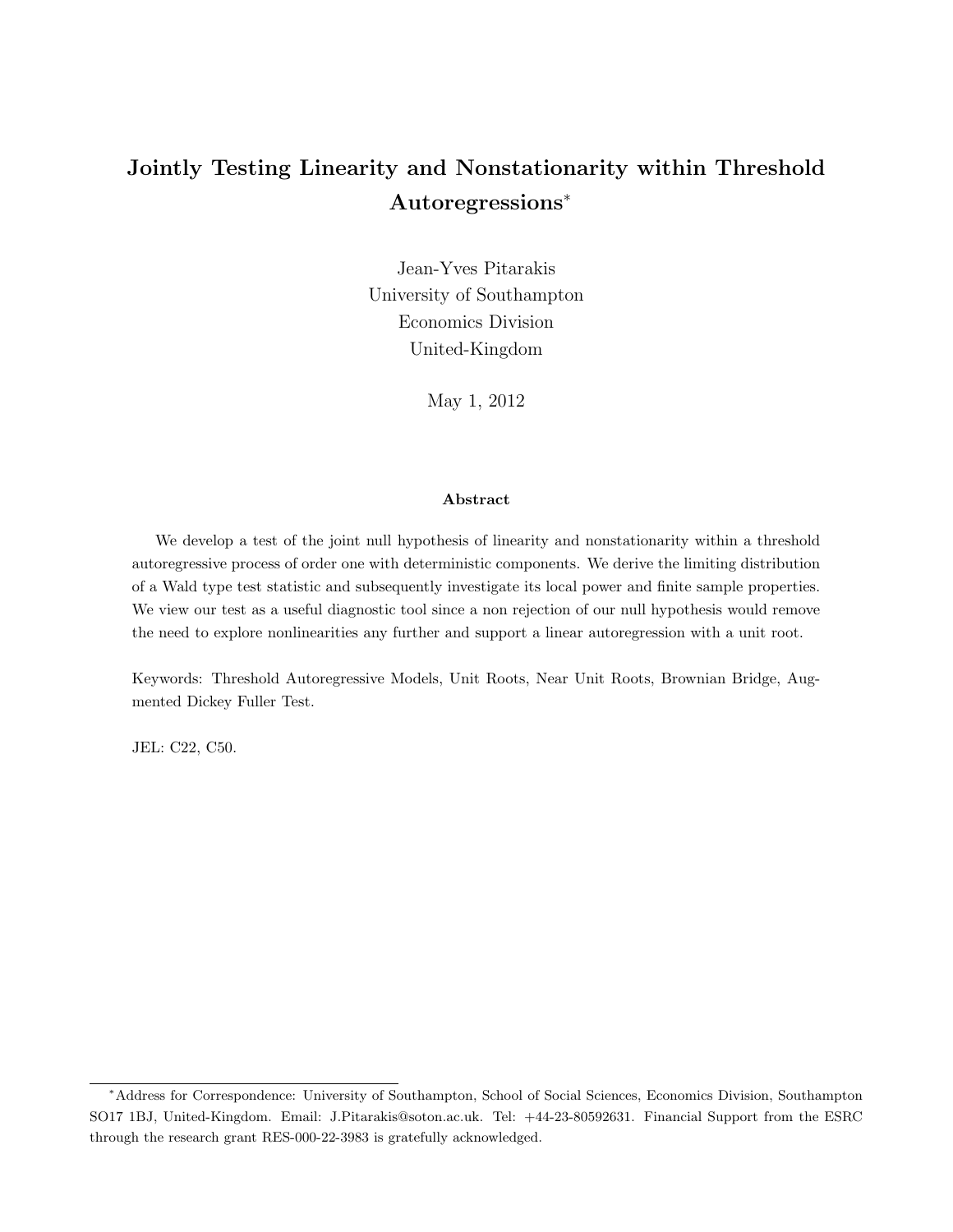# Jointly Testing Linearity and Nonstationarity within Threshold Autoregressions*

Jean-Yves Pitarakis
University of Southampton
Economics Division
United-Kingdom

May 1, 2012

### Abstract

We develop a test of the joint null hypothesis of linearity and nonstationarity within a threshold autoregressive process of order one with deterministic components. We derive the limiting distribution of a Wald type test statistic and subsequently investigate its local power and finite sample properties. We view our test as a useful diagnostic tool since a non rejection of our null hypothesis would remove the need to explore nonlinearities any further and support a linear autoregression with a unit root.

Keywords: Threshold Autoregressive Models, Unit Roots, Near Unit Roots, Brownian Bridge, Augmented Dickey Fuller Test.

JEL: C22, C50.

---

*Address for Correspondence: University of Southampton, School of Social Sciences, Economics Division, Southampton SO17 1BJ, United-Kingdom. Email: J.Pitarakis@soton.ac.uk. Tel: +44-23-80592631. Financial Support from the ESRC through the research grant RES-000-22-3983 is gratefully acknowledged.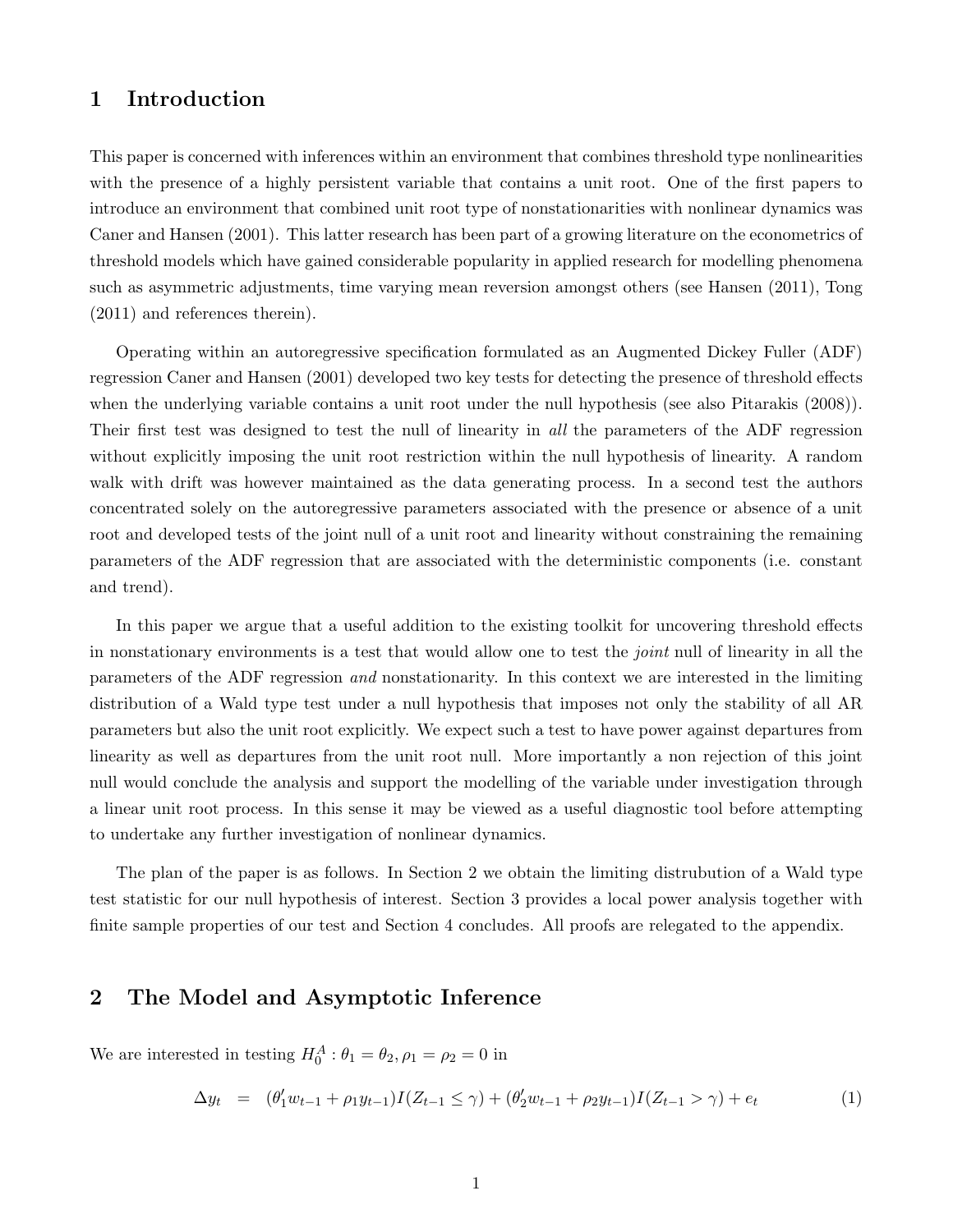# 1 Introduction

This paper is concerned with inferences within an environment that combines threshold type nonlinearities with the presence of a highly persistent variable that contains a unit root. One of the first papers to introduce an environment that combined unit root type of nonstationarities with nonlinear dynamics was Caner and Hansen (2001). This latter research has been part of a growing literature on the econometrics of threshold models which have gained considerable popularity in applied research for modelling phenomena such as asymmetric adjustments, time varying mean reversion amongst others (see Hansen (2011), Tong (2011) and references therein).

Operating within an autoregressive specification formulated as an Augmented Dickey Fuller (ADF) regression Caner and Hansen (2001) developed two key tests for detecting the presence of threshold effects when the underlying variable contains a unit root under the null hypothesis (see also Pitarakis (2008)). Their first test was designed to test the null of linearity in *all* the parameters of the ADF regression without explicitly imposing the unit root restriction within the null hypothesis of linearity. A random walk with drift was however maintained as the data generating process. In a second test the authors concentrated solely on the autoregressive parameters associated with the presence or absence of a unit root and developed tests of the joint null of a unit root and linearity without constraining the remaining parameters of the ADF regression that are associated with the deterministic components (i.e. constant and trend).

In this paper we argue that a useful addition to the existing toolkit for uncovering threshold effects in nonstationary environments is a test that would allow one to test the *joint* null of linearity in all the parameters of the ADF regression *and* nonstationarity. In this context we are interested in the limiting distribution of a Wald type test under a null hypothesis that imposes not only the stability of all AR parameters but also the unit root explicitly. We expect such a test to have power against departures from linearity as well as departures from the unit root null. More importantly a non rejection of this joint null would conclude the analysis and support the modelling of the variable under investigation through a linear unit root process. In this sense it may be viewed as a useful diagnostic tool before attempting to undertake any further investigation of nonlinear dynamics.

The plan of the paper is as follows. In Section 2 we obtain the limiting distrubution of a Wald type test statistic for our null hypothesis of interest. Section 3 provides a local power analysis together with finite sample properties of our test and Section 4 concludes. All proofs are relegated to the appendix.

# 2 The Model and Asymptotic Inference

We are interested in testing $H_0^A : \theta_1 = \theta_2, \rho_1 = \rho_2 = 0$ in

$$\Delta y_t = (\theta_1' w_{t-1} + \rho_1 y_{t-1}) I(Z_{t-1} \leq \gamma) + (\theta_2' w_{t-1} + \rho_2 y_{t-1}) I(Z_{t-1} > \gamma) + e_t \tag{1}$$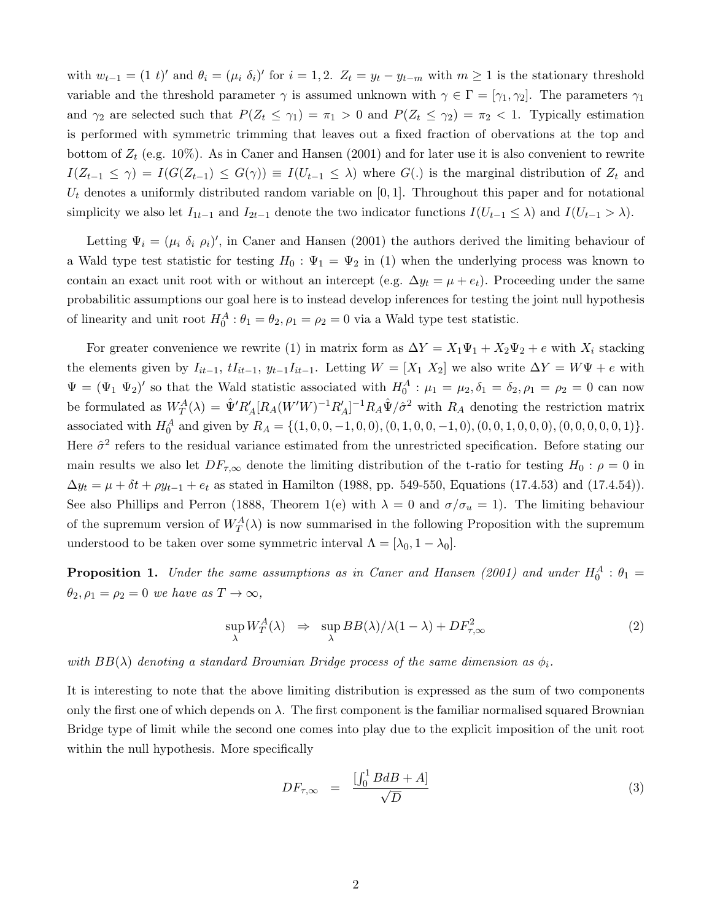with $w_{t-1} = (1\ t)'$ and $\theta_i = (\mu_i\ \delta_i)'$ for $i = 1, 2$. $Z_t = y_t - y_{t-m}$ with $m \geq 1$ is the stationary threshold variable and the threshold parameter $\gamma$ is assumed unknown with $\gamma \in \Gamma = [\gamma_1, \gamma_2]$. The parameters $\gamma_1$ and $\gamma_2$ are selected such that $P(Z_t \leq \gamma_1) = \pi_1 > 0$ and $P(Z_t \leq \gamma_2) = \pi_2 < 1$. Typically estimation is performed with symmetric trimming that leaves out a fixed fraction of obervations at the top and bottom of $Z_t$ (e.g. 10%). As in Caner and Hansen (2001) and for later use it is also convenient to rewrite $I(Z_{t-1} \leq \gamma) = I(G(Z_{t-1}) \leq G(\gamma)) \equiv I(U_{t-1} \leq \lambda)$ where $G(.)$ is the marginal distribution of $Z_t$ and $U_t$ denotes a uniformly distributed random variable on $[0, 1]$. Throughout this paper and for notational simplicity we also let $I_{1t-1}$ and $I_{2t-1}$ denote the two indicator functions $I(U_{t-1} \leq \lambda)$ and $I(U_{t-1} > \lambda)$.

Letting $\Psi_i = (\mu_i\ \delta_i\ \rho_i)'$, in Caner and Hansen (2001) the authors derived the limiting behaviour of a Wald type test statistic for testing $H_0 : \Psi_1 = \Psi_2$ in (1) when the underlying process was known to contain an exact unit root with or without an intercept (e.g. $\Delta y_t = \mu + e_t$). Proceeding under the same probabilitic assumptions our goal here is to instead develop inferences for testing the joint null hypothesis of linearity and unit root $H_0^A : \theta_1 = \theta_2, \rho_1 = \rho_2 = 0$ via a Wald type test statistic.

For greater convenience we rewrite (1) in matrix form as $\Delta Y = X_1 \Psi_1 + X_2 \Psi_2 + e$ with $X_i$ stacking the elements given by $I_{it-1}$, $tI_{it-1}$, $y_{t-1}I_{it-1}$. Letting $W = [X_1\ X_2]$ we also write $\Delta Y = W\Psi + e$ with $\Psi = (\Psi_1\ \Psi_2)'$ so that the Wald statistic associated with $H_0^A : \mu_1 = \mu_2, \delta_1 = \delta_2, \rho_1 = \rho_2 = 0$ can now be formulated as $W_T^A(\lambda) = \hat{\Psi}' R_A' [R_A (W'W)^{-1} R_A']^{-1} R_A \hat{\Psi} / \hat{\sigma}^2$ with $R_A$ denoting the restriction matrix associated with $H_0^A$ and given by $R_A = \{(1, 0, 0, -1, 0, 0), (0, 1, 0, 0, -1, 0), (0, 0, 1, 0, 0, 0), (0, 0, 0, 0, 0, 1)\}$. Here $\hat{\sigma}^2$ refers to the residual variance estimated from the unrestricted specification. Before stating our main results we also let $DF_{\tau,\infty}$ denote the limiting distribution of the t-ratio for testing $H_0 : \rho = 0$ in $\Delta y_t = \mu + \delta t + \rho y_{t-1} + e_t$ as stated in Hamilton (1988, pp. 549-550, Equations (17.4.53) and (17.4.54)). See also Phillips and Perron (1888, Theorem 1(e) with $\lambda = 0$ and $\sigma/\sigma_u = 1$). The limiting behaviour of the supremum version of $W_T^A(\lambda)$ is now summarised in the following Proposition with the supremum understood to be taken over some symmetric interval $\Lambda = [\lambda_0, 1 - \lambda_0]$.

**Proposition 1.** *Under the same assumptions as in Caner and Hansen (2001) and under $H_0^A : \theta_1 = \theta_2, \rho_1 = \rho_2 = 0$ we have as $T \to \infty$,*

$$\sup_{\lambda} W_T^A(\lambda) \quad \Rightarrow \quad \sup_{\lambda} BB(\lambda)/\lambda(1 - \lambda) + DF_{\tau,\infty}^2 \tag{2}$$

*with $BB(\lambda)$ denoting a standard Brownian Bridge process of the same dimension as $\phi_i$.*

It is interesting to note that the above limiting distribution is expressed as the sum of two components only the first one of which depends on $\lambda$. The first component is the familiar normalised squared Brownian Bridge type of limit while the second one comes into play due to the explicit imposition of the unit root within the null hypothesis. More specifically

$$DF_{\tau,\infty} \quad = \quad \frac{[\int_0^1 BdB + A]}{\sqrt{D}} \tag{3}$$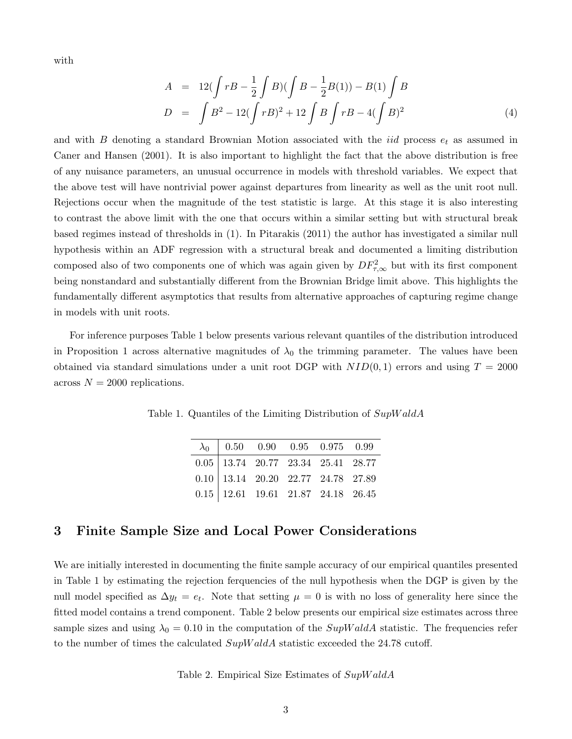with

$$
\begin{aligned}
A &= 12(\int rB - \frac{1}{2}\int B)(\int B - \frac{1}{2}B(1)) - B(1)\int B \\
D &= \int B^2 - 12(\int rB)^2 + 12\int B \int rB - 4(\int B)^2
\end{aligned} \tag{4}
$$

and with $B$ denoting a standard Brownian Motion associated with the *iid* process $e_t$ as assumed in Caner and Hansen (2001). It is also important to highlight the fact that the above distribution is free of any nuisance parameters, an unusual occurrence in models with threshold variables. We expect that the above test will have nontrivial power against departures from linearity as well as the unit root null. Rejections occur when the magnitude of the test statistic is large. At this stage it is also interesting to contrast the above limit with the one that occurs within a similar setting but with structural break based regimes instead of thresholds in (1). In Pitarakis (2011) the author has investigated a similar null hypothesis within an ADF regression with a structural break and documented a limiting distribution composed also of two components one of which was again given by $DF^2_{\tau,\infty}$ but with its first component being nonstandard and substantially different from the Brownian Bridge limit above. This highlights the fundamentally different asymptotics that results from alternative approaches of capturing regime change in models with unit roots.

For inference purposes Table 1 below presents various relevant quantiles of the distribution introduced in Proposition 1 across alternative magnitudes of $\lambda_0$ the trimming parameter. The values have been obtained via standard simulations under a unit root DGP with $NID(0, 1)$ errors and using $T = 2000$ across $N = 2000$ replications.

Table 1. Quantiles of the Limiting Distribution of $SupWaldA$

| $\lambda_0$ | 0.50 | 0.90 | 0.95 | 0.975 | 0.99 |
|---|---|---|---|---|---|
| 0.05 | 13.74 | 20.77 | 23.34 | 25.41 | 28.77 |
| 0.10 | 13.14 | 20.20 | 22.77 | 24.78 | 27.89 |
| 0.15 | 12.61 | 19.61 | 21.87 | 24.18 | 26.45 |

## 3 Finite Sample Size and Local Power Considerations

We are initially interested in documenting the finite sample accuracy of our empirical quantiles presented in Table 1 by estimating the rejection ferquencies of the null hypothesis when the DGP is given by the null model specified as $\Delta y_t = e_t$. Note that setting $\mu = 0$ is with no loss of generality here since the fitted model contains a trend component. Table 2 below presents our empirical size estimates across three sample sizes and using $\lambda_0 = 0.10$ in the computation of the $SupWaldA$ statistic. The frequencies refer to the number of times the calculated $SupWaldA$ statistic exceeded the 24.78 cutoff.

Table 2. Empirical Size Estimates of $SupWaldA$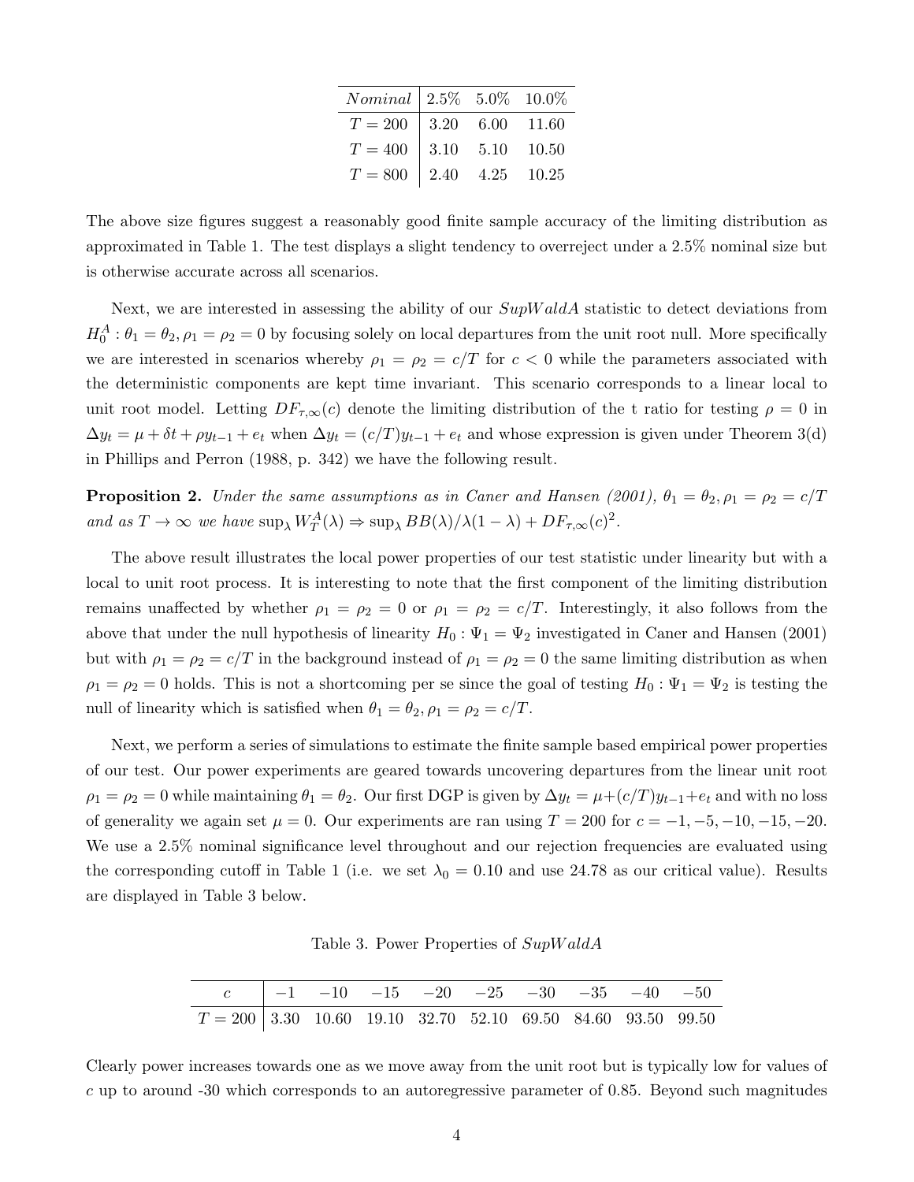| $Nominal$ | 2.5% | 5.0% | 10.0% |
|---|---|---|---|
| $T = 200$ | 3.20 | 6.00 | 11.60 |
| $T = 400$ | 3.10 | 5.10 | 10.50 |
| $T = 800$ | 2.40 | 4.25 | 10.25 |

The above size figures suggest a reasonably good finite sample accuracy of the limiting distribution as approximated in Table 1. The test displays a slight tendency to overreject under a 2.5% nominal size but is otherwise accurate across all scenarios.

Next, we are interested in assessing the ability of our $SupWaldA$ statistic to detect deviations from $H_0^A : \theta_1 = \theta_2, \rho_1 = \rho_2 = 0$ by focusing solely on local departures from the unit root null. More specifically we are interested in scenarios whereby $\rho_1 = \rho_2 = c/T$ for $c < 0$ while the parameters associated with the deterministic components are kept time invariant. This scenario corresponds to a linear local to unit root model. Letting $DF_{\tau,\infty}(c)$ denote the limiting distribution of the t ratio for testing $\rho = 0$ in $\Delta y_t = \mu + \delta t + \rho y_{t-1} + e_t$ when $\Delta y_t = (c/T) y_{t-1} + e_t$ and whose expression is given under Theorem 3(d) in Phillips and Perron (1988, p. 342) we have the following result.

**Proposition 2.** *Under the same assumptions as in Caner and Hansen (2001), $\theta_1 = \theta_2, \rho_1 = \rho_2 = c/T$ and as $T \to \infty$ we have $\sup_\lambda W_T^A(\lambda) \Rightarrow \sup_\lambda BB(\lambda)/\lambda(1-\lambda) + DF_{\tau,\infty}(c)^2$.*

The above result illustrates the local power properties of our test statistic under linearity but with a local to unit root process. It is interesting to note that the first component of the limiting distribution remains unaffected by whether $\rho_1 = \rho_2 = 0$ or $\rho_1 = \rho_2 = c/T$. Interestingly, it also follows from the above that under the null hypothesis of linearity $H_0 : \Psi_1 = \Psi_2$ investigated in Caner and Hansen (2001) but with $\rho_1 = \rho_2 = c/T$ in the background instead of $\rho_1 = \rho_2 = 0$ the same limiting distribution as when $\rho_1 = \rho_2 = 0$ holds. This is not a shortcoming per se since the goal of testing $H_0 : \Psi_1 = \Psi_2$ is testing the null of linearity which is satisfied when $\theta_1 = \theta_2, \rho_1 = \rho_2 = c/T$.

Next, we perform a series of simulations to estimate the finite sample based empirical power properties of our test. Our power experiments are geared towards uncovering departures from the linear unit root $\rho_1 = \rho_2 = 0$ while maintaining $\theta_1 = \theta_2$. Our first DGP is given by $\Delta y_t = \mu + (c/T) y_{t-1} + e_t$ and with no loss of generality we again set $\mu = 0$. Our experiments are ran using $T = 200$ for $c = -1, -5, -10, -15, -20$. We use a 2.5% nominal significance level throughout and our rejection frequencies are evaluated using the corresponding cutoff in Table 1 (i.e. we set $\lambda_0 = 0.10$ and use 24.78 as our critical value). Results are displayed in Table 3 below.

Table 3. Power Properties of $SupWaldA$

| $c$ | $-1$ | $-10$ | $-15$ | $-20$ | $-25$ | $-30$ | $-35$ | $-40$ | $-50$ |
|---|---|---|---|---|---|---|---|---|---|
| $T = 200$ | 3.30 | 10.60 | 19.10 | 32.70 | 52.10 | 69.50 | 84.60 | 93.50 | 99.50 |

Clearly power increases towards one as we move away from the unit root but is typically low for values of $c$ up to around -30 which corresponds to an autoregressive parameter of 0.85. Beyond such magnitudes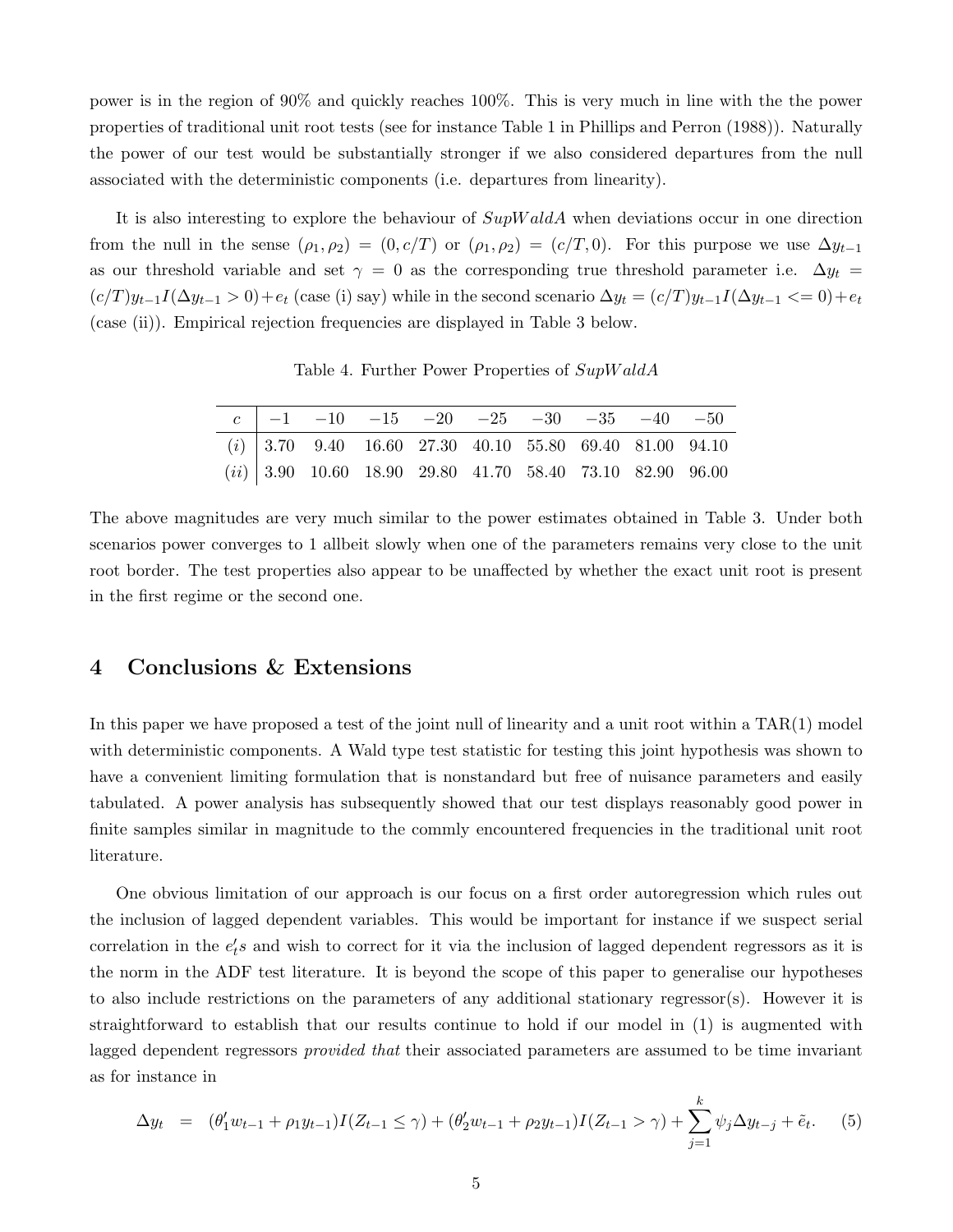power is in the region of 90% and quickly reaches 100%. This is very much in line with the the power properties of traditional unit root tests (see for instance Table 1 in Phillips and Perron (1988)). Naturally the power of our test would be substantially stronger if we also considered departures from the null associated with the deterministic components (i.e. departures from linearity).

It is also interesting to explore the behaviour of $SupWaldA$ when deviations occur in one direction from the null in the sense $(\rho_1, \rho_2) = (0, c/T)$ or $(\rho_1, \rho_2) = (c/T, 0)$. For this purpose we use $\Delta y_{t-1}$ as our threshold variable and set $\gamma = 0$ as the corresponding true threshold parameter i.e. $\Delta y_t = (c/T)y_{t-1}I(\Delta y_{t-1} > 0) + e_t$ (case (i) say) while in the second scenario $\Delta y_t = (c/T)y_{t-1}I(\Delta y_{t-1} <= 0) + e_t$ (case (ii)). Empirical rejection frequencies are displayed in Table 3 below.

Table 4. Further Power Properties of $SupWaldA$

| $c$ | $-1$ | $-10$ | $-15$ | $-20$ | $-25$ | $-30$ | $-35$ | $-40$ | $-50$ |
|---|---|---|---|---|---|---|---|---|---|
| $(i)$ | 3.70 | 9.40 | 16.60 | 27.30 | 40.10 | 55.80 | 69.40 | 81.00 | 94.10 |
| $(ii)$ | 3.90 | 10.60 | 18.90 | 29.80 | 41.70 | 58.40 | 73.10 | 82.90 | 96.00 |

The above magnitudes are very much similar to the power estimates obtained in Table 3. Under both scenarios power converges to 1 allbeit slowly when one of the parameters remains very close to the unit root border. The test properties also appear to be unaffected by whether the exact unit root is present in the first regime or the second one.

## 4 Conclusions & Extensions

In this paper we have proposed a test of the joint null of linearity and a unit root within a TAR(1) model with deterministic components. A Wald type test statistic for testing this joint hypothesis was shown to have a convenient limiting formulation that is nonstandard but free of nuisance parameters and easily tabulated. A power analysis has subsequently showed that our test displays reasonably good power in finite samples similar in magnitude to the commly encountered frequencies in the traditional unit root literature.

One obvious limitation of our approach is our focus on a first order autoregression which rules out the inclusion of lagged dependent variables. This would be important for instance if we suspect serial correlation in the $e_t's$ and wish to correct for it via the inclusion of lagged dependent regressors as it is the norm in the ADF test literature. It is beyond the scope of this paper to generalise our hypotheses to also include restrictions on the parameters of any additional stationary regressor(s). However it is straightforward to establish that our results continue to hold if our model in (1) is augmented with lagged dependent regressors *provided that* their associated parameters are assumed to be time invariant as for instance in

$$\Delta y_t = (\theta_1' w_{t-1} + \rho_1 y_{t-1}) I(Z_{t-1} \leq \gamma) + (\theta_2' w_{t-1} + \rho_2 y_{t-1}) I(Z_{t-1} > \gamma) + \sum_{j=1}^{k} \psi_j \Delta y_{t-j} + \tilde{e}_t. \quad (5)$$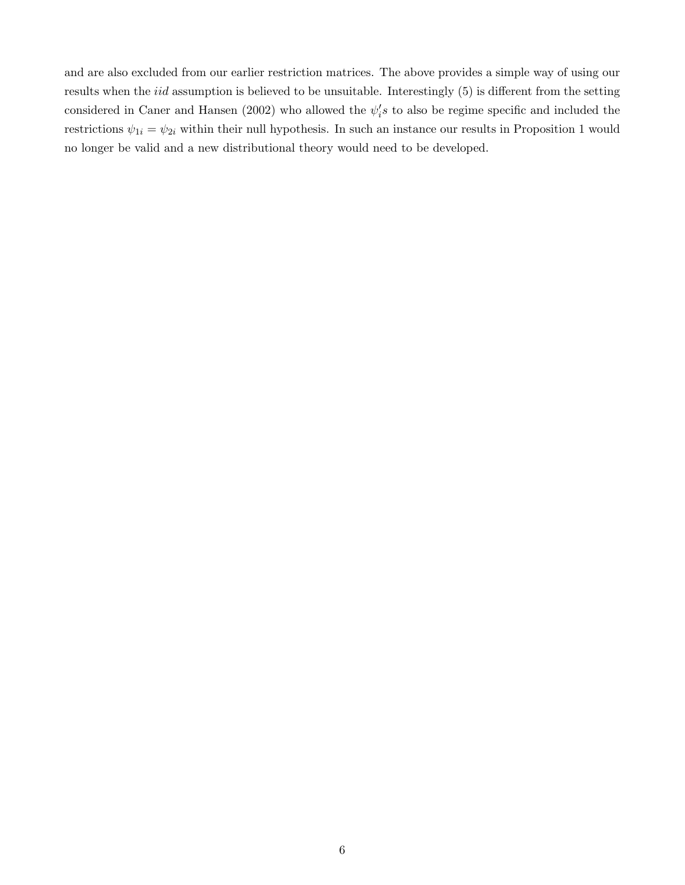and are also excluded from our earlier restriction matrices. The above provides a simple way of using our results when the *iid* assumption is believed to be unsuitable. Interestingly (5) is different from the setting considered in Caner and Hansen (2002) who allowed the $\psi_i's$ to also be regime specific and included the restrictions $\psi_{1i} = \psi_{2i}$ within their null hypothesis. In such an instance our results in Proposition 1 would no longer be valid and a new distributional theory would need to be developed.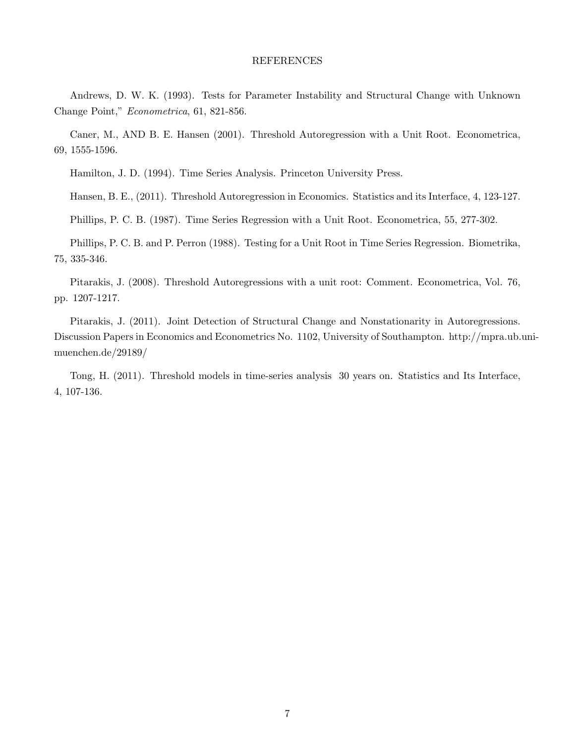# REFERENCES

Andrews, D. W. K. (1993). Tests for Parameter Instability and Structural Change with Unknown Change Point," *Econometrica*, 61, 821-856.

Caner, M., AND B. E. Hansen (2001). Threshold Autoregression with a Unit Root. Econometrica, 69, 1555-1596.

Hamilton, J. D. (1994). Time Series Analysis. Princeton University Press.

Hansen, B. E., (2011). Threshold Autoregression in Economics. Statistics and its Interface, 4, 123-127.

Phillips, P. C. B. (1987). Time Series Regression with a Unit Root. Econometrica, 55, 277-302.

Phillips, P. C. B. and P. Perron (1988). Testing for a Unit Root in Time Series Regression. Biometrika, 75, 335-346.

Pitarakis, J. (2008). Threshold Autoregressions with a unit root: Comment. Econometrica, Vol. 76, pp. 1207-1217.

Pitarakis, J. (2011). Joint Detection of Structural Change and Nonstationarity in Autoregressions. Discussion Papers in Economics and Econometrics No. 1102, University of Southampton. http://mpra.ub.uni-muenchen.de/29189/

Tong, H. (2011). Threshold models in time-series analysis 30 years on. Statistics and Its Interface, 4, 107-136.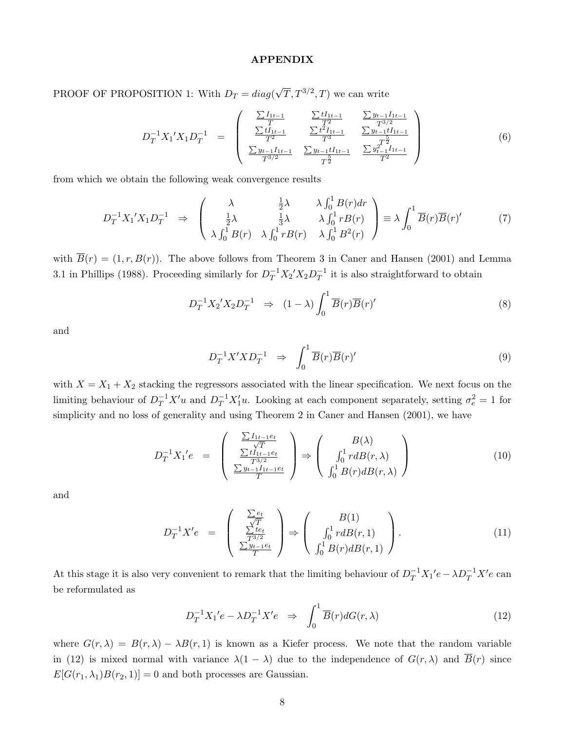## APPENDIX

PROOF OF PROPOSITION 1: With $D_T = diag(\sqrt{T}, T^{3/2}, T)$ we can write

$$D_T^{-1} X_1{}' X_1 D_T^{-1} \quad = \quad \begin{pmatrix} \frac{\sum I_{1t-1}}{T} & \frac{\sum t I_{1t-1}}{T^2} & \frac{\sum y_{t-1} I_{1t-1}}{T^{3/2}} \\ \frac{\sum t I_{1t-1}}{T^2} & \frac{\sum t^2 I_{1t-1}}{T^3} & \frac{\sum y_{t-1} t I_{1t-1}}{T^{\frac{5}{2}}} \\ \frac{\sum y_{t-1} I_{1t-1}}{T^{3/2}} & \frac{\sum y_{t-1} t I_{1t-1}}{T^{\frac{5}{2}}} & \frac{\sum y_{t-1}^2 I_{1t-1}}{T^2} \end{pmatrix} \tag{6}$$

from which we obtain the following weak convergence results

$$D_T^{-1} X_1{}' X_1 D_T^{-1} \quad \Rightarrow \quad \begin{pmatrix} \lambda & \frac{1}{2}\lambda & \lambda \int_0^1 B(r)dr \\ \frac{1}{2}\lambda & \frac{1}{3}\lambda & \lambda \int_0^1 rB(r) \\ \lambda \int_0^1 B(r) & \lambda \int_0^1 rB(r) & \lambda \int_0^1 B^2(r) \end{pmatrix} \equiv \lambda \int_0^1 \overline{B}(r)\overline{B}(r)' \tag{7}$$

with $\overline{B}(r) = (1, r, B(r))$. The above follows from Theorem 3 in Caner and Hansen (2001) and Lemma 3.1 in Phillips (1988). Proceeding similarly for $D_T^{-1} X_2{}' X_2 D_T^{-1}$ it is also straightforward to obtain

$$D_T^{-1} X_2{}' X_2 D_T^{-1} \quad \Rightarrow \quad (1 - \lambda) \int_0^1 \overline{B}(r)\overline{B}(r)' \tag{8}$$

and

$$D_T^{-1} X' X D_T^{-1} \quad \Rightarrow \quad \int_0^1 \overline{B}(r)\overline{B}(r)' \tag{9}$$

with $X = X_1 + X_2$ stacking the regressors associated with the linear specification. We next focus on the limiting behaviour of $D_T^{-1} X' u$ and $D_T^{-1} X_1' u$. Looking at each component separately, setting $\sigma_e^2 = 1$ for simplicity and no loss of generality and using Theorem 2 in Caner and Hansen (2001), we have

$$D_T^{-1} X_1{}' e \quad = \quad \begin{pmatrix} \frac{\sum I_{1t-1} e_t}{\sqrt{T}} \\ \frac{\sum t I_{1t-1} e_t}{T^{3/2}} \\ \frac{\sum y_{t-1} I_{1t-1} e_t}{T} \end{pmatrix} \Rightarrow \begin{pmatrix} B(\lambda) \\ \int_0^1 r dB(r, \lambda) \\ \int_0^1 B(r) dB(r, \lambda) \end{pmatrix} \tag{10}$$

and

$$D_T^{-1} X' e \quad = \quad \begin{pmatrix} \frac{\sum e_t}{\sqrt{T}} \\ \frac{\sum t e_t}{T^{3/2}} \\ \frac{\sum y_{t-1} e_t}{T} \end{pmatrix} \Rightarrow \begin{pmatrix} B(1) \\ \int_0^1 r dB(r, 1) \\ \int_0^1 B(r) dB(r, 1) \end{pmatrix}. \tag{11}$$

At this stage it is also very convenient to remark that the limiting behaviour of $D_T^{-1} X_1{}' e - \lambda D_T^{-1} X' e$ can be reformulated as

$$D_T^{-1} X_1{}' e - \lambda D_T^{-1} X' e \quad \Rightarrow \quad \int_0^1 \overline{B}(r) dG(r, \lambda) \tag{12}$$

where $G(r, \lambda) = B(r, \lambda) - \lambda B(r, 1)$ is known as a Kiefer process. We note that the random variable in (12) is mixed normal with variance $\lambda(1 - \lambda)$ due to the independence of $G(r, \lambda)$ and $\overline{B}(r)$ since $E[G(r_1, \lambda_1) B(r_2, 1)] = 0$ and both processes are Gaussian.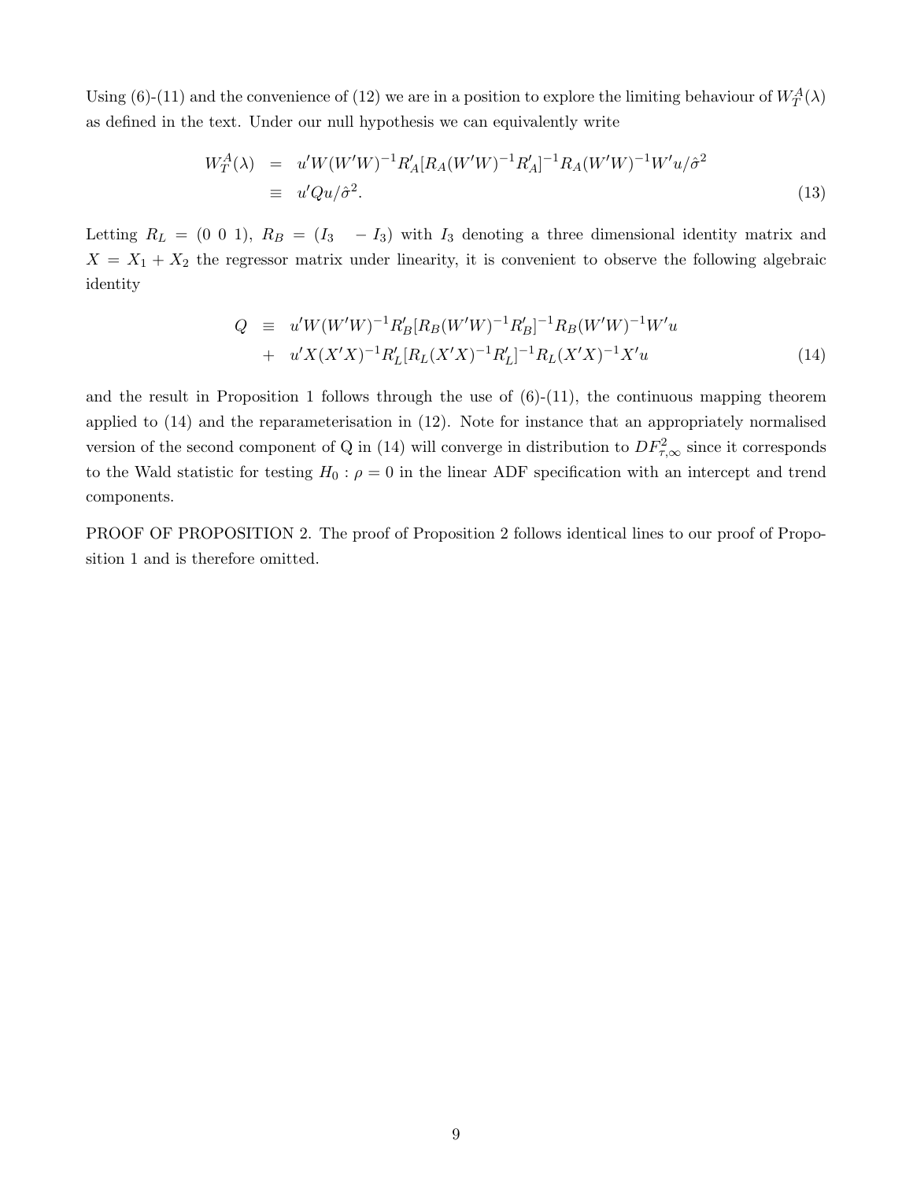Using (6)-(11) and the convenience of (12) we are in a position to explore the limiting behaviour of $W_T^A(\lambda)$ as defined in the text. Under our null hypothesis we can equivalently write

$$
\begin{aligned}
W_T^A(\lambda) &= u'W(W'W)^{-1}R_A'[R_A(W'W)^{-1}R_A']^{-1}R_A(W'W)^{-1}W'u/\hat{\sigma}^2 \\
&\equiv u'Qu/\hat{\sigma}^2. \qquad (13)
\end{aligned}
$$

Letting $R_L = (0\ 0\ 1)$, $R_B = (I_3 \quad -I_3)$ with $I_3$ denoting a three dimensional identity matrix and $X = X_1 + X_2$ the regressor matrix under linearity, it is convenient to observe the following algebraic identity

$$
\begin{aligned}
Q &\equiv u'W(W'W)^{-1}R_B'[R_B(W'W)^{-1}R_B']^{-1}R_B(W'W)^{-1}W'u \\
&+ u'X(X'X)^{-1}R_L'[R_L(X'X)^{-1}R_L']^{-1}R_L(X'X)^{-1}X'u \qquad (14)
\end{aligned}
$$

and the result in Proposition 1 follows through the use of (6)-(11), the continuous mapping theorem applied to (14) and the reparameterisation in (12). Note for instance that an appropriately normalised version of the second component of Q in (14) will converge in distribution to $DF^2_{\tau,\infty}$ since it corresponds to the Wald statistic for testing $H_0 : \rho = 0$ in the linear ADF specification with an intercept and trend components.

PROOF OF PROPOSITION 2. The proof of Proposition 2 follows identical lines to our proof of Proposition 1 and is therefore omitted.